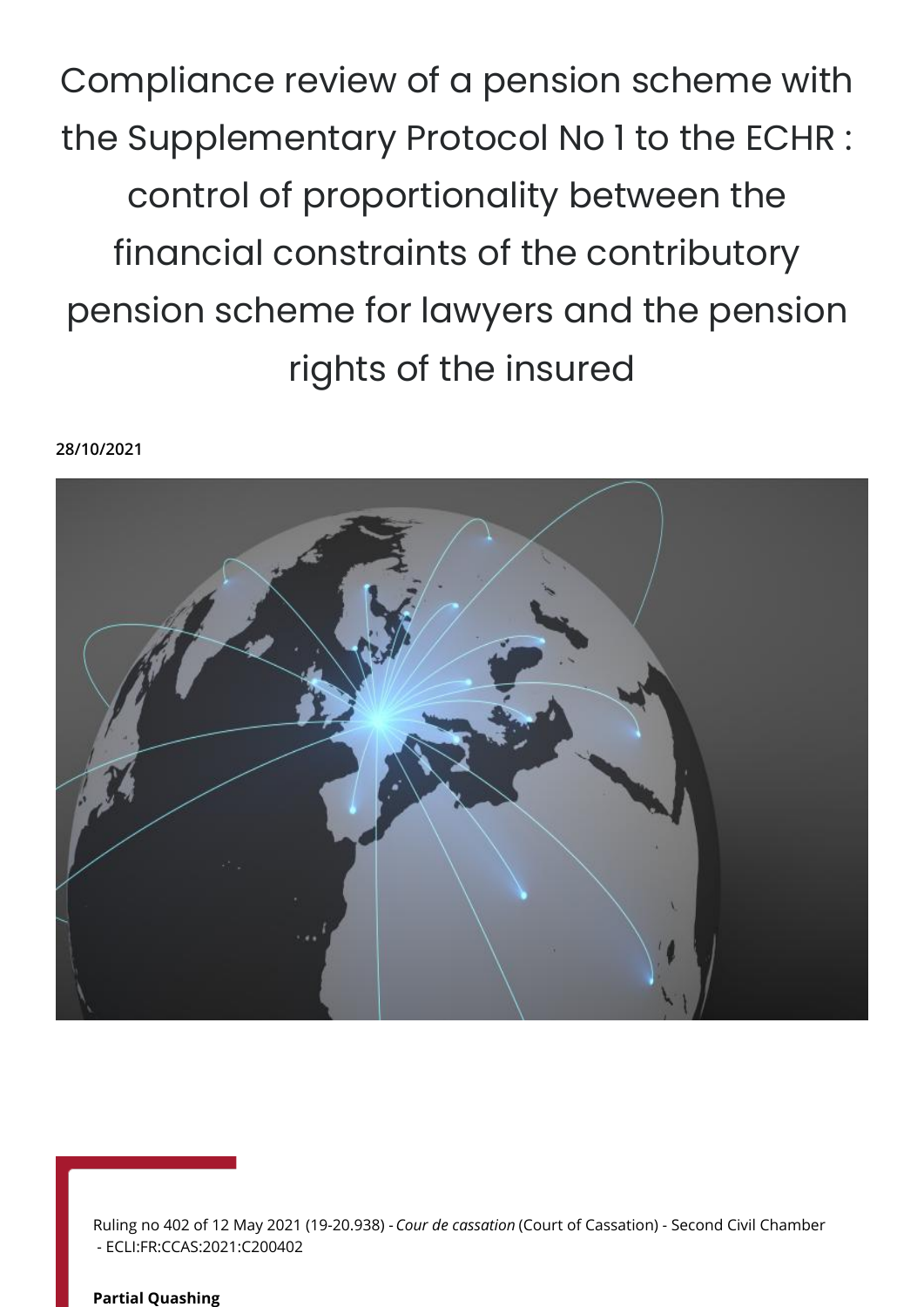# Compliance review of a pension scheme with the Supplementary Protocol No 1 to the ECHR : control of proportionality between the financial constraints of the contributory pension scheme for lawyers and the pension rights of the insured

**28/10/2021**

Ruling no 402 of 12 May 2021 (19-20.938) - *Cour de cassation* (Court of Cassation) - Second Civil Chamber - ECLI:FR:CCAS:2021:C200402

**Partial Quashing**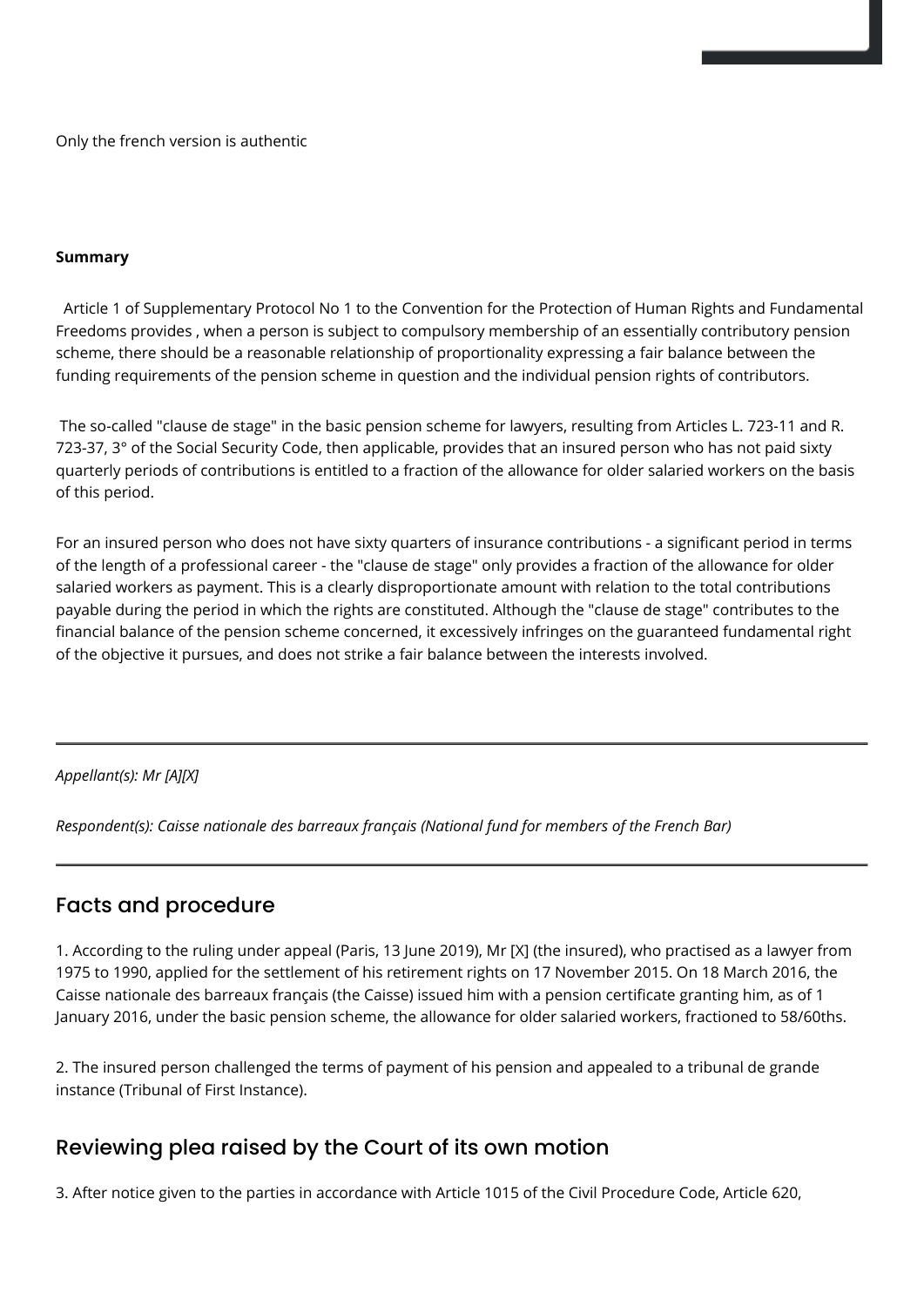Only the french version is authentic

**Summary**

Article 1 of Supplementary Protocol No 1 to the Convention for the Protection of Human Rights and Fundamental Freedoms provides , when a person is subject to compulsory membership of an essentially contributory pension scheme, there should be a reasonable relationship of proportionality expressing a fair balance between the funding requirements of the pension scheme in question and the individual pension rights of contributors.

The so-called "clause de stage" in the basic pension scheme for lawyers, resulting from Articles L. 723-11 and R. 723-37, 3° of the Social Security Code, then applicable, provides that an insured person who has not paid sixty quarterly periods of contributions is entitled to a fraction of the allowance for older salaried workers on the basis of this period.

For an insured person who does not have sixty quarters of insurance contributions - a significant period in terms of the length of a professional career - the "clause de stage" only provides a fraction of the allowance for older salaried workers as payment. This is a clearly disproportionate amount with relation to the total contributions payable during the period in which the rights are constituted. Although the "clause de stage" contributes to the financial balance of the pension scheme concerned, it excessively infringes on the guaranteed fundamental right of the objective it pursues, and does not strike a fair balance between the interests involved.

---

*Appellant(s): Mr [A][X]*

*Respondent(s): Caisse nationale des barreaux français (National fund for members of the French Bar)*

---

## Facts and procedure

1. According to the ruling under appeal (Paris, 13 June 2019), Mr [X] (the insured), who practised as a lawyer from 1975 to 1990, applied for the settlement of his retirement rights on 17 November 2015. On 18 March 2016, the Caisse nationale des barreaux français (the Caisse) issued him with a pension certificate granting him, as of 1 January 2016, under the basic pension scheme, the allowance for older salaried workers, fractioned to 58/60ths.

2. The insured person challenged the terms of payment of his pension and appealed to a tribunal de grande instance (Tribunal of First Instance).

## Reviewing plea raised by the Court of its own motion

3. After notice given to the parties in accordance with Article 1015 of the Civil Procedure Code, Article 620,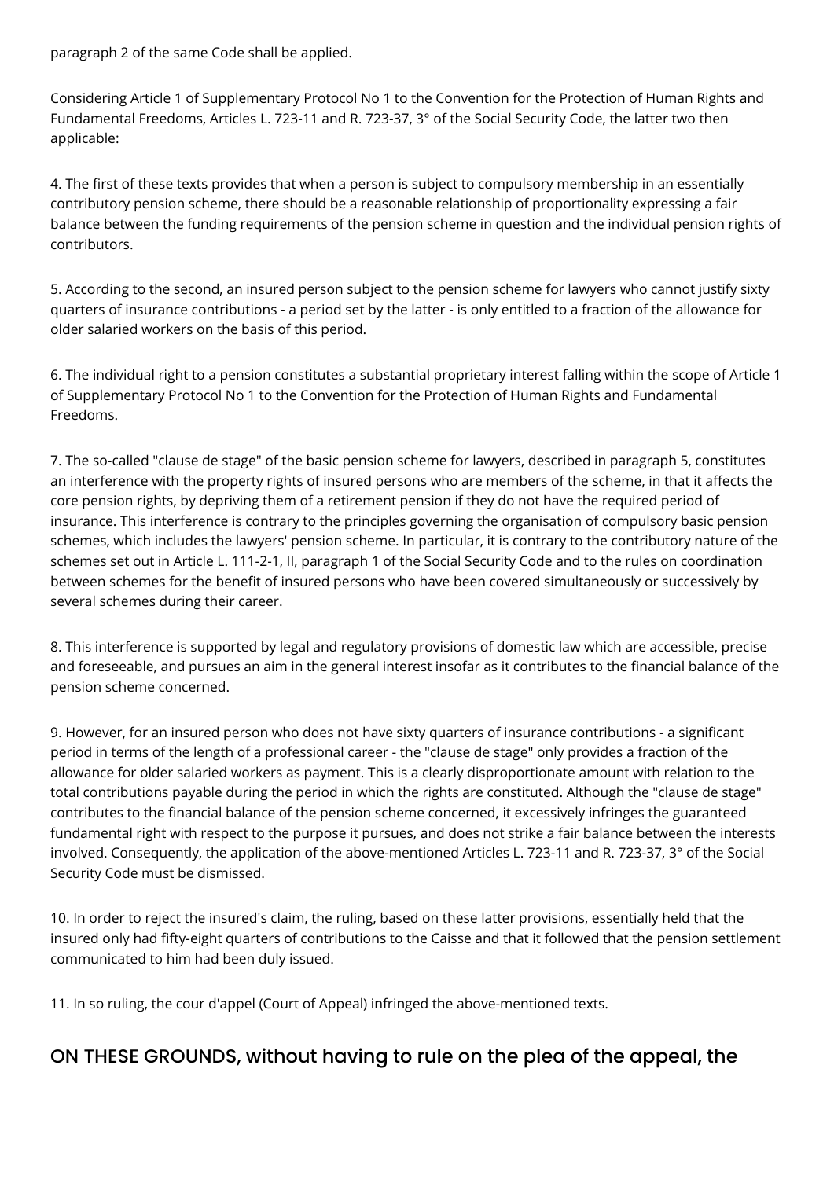paragraph 2 of the same Code shall be applied.

Considering Article 1 of Supplementary Protocol No 1 to the Convention for the Protection of Human Rights and Fundamental Freedoms, Articles L. 723-11 and R. 723-37, 3° of the Social Security Code, the latter two then applicable:

4. The first of these texts provides that when a person is subject to compulsory membership in an essentially contributory pension scheme, there should be a reasonable relationship of proportionality expressing a fair balance between the funding requirements of the pension scheme in question and the individual pension rights of contributors.

5. According to the second, an insured person subject to the pension scheme for lawyers who cannot justify sixty quarters of insurance contributions - a period set by the latter - is only entitled to a fraction of the allowance for older salaried workers on the basis of this period.

6. The individual right to a pension constitutes a substantial proprietary interest falling within the scope of Article 1 of Supplementary Protocol No 1 to the Convention for the Protection of Human Rights and Fundamental Freedoms.

7. The so-called "clause de stage" of the basic pension scheme for lawyers, described in paragraph 5, constitutes an interference with the property rights of insured persons who are members of the scheme, in that it affects the core pension rights, by depriving them of a retirement pension if they do not have the required period of insurance. This interference is contrary to the principles governing the organisation of compulsory basic pension schemes, which includes the lawyers' pension scheme. In particular, it is contrary to the contributory nature of the schemes set out in Article L. 111-2-1, II, paragraph 1 of the Social Security Code and to the rules on coordination between schemes for the benefit of insured persons who have been covered simultaneously or successively by several schemes during their career.

8. This interference is supported by legal and regulatory provisions of domestic law which are accessible, precise and foreseeable, and pursues an aim in the general interest insofar as it contributes to the financial balance of the pension scheme concerned.

9. However, for an insured person who does not have sixty quarters of insurance contributions - a significant period in terms of the length of a professional career - the "clause de stage" only provides a fraction of the allowance for older salaried workers as payment. This is a clearly disproportionate amount with relation to the total contributions payable during the period in which the rights are constituted. Although the "clause de stage" contributes to the financial balance of the pension scheme concerned, it excessively infringes the guaranteed fundamental right with respect to the purpose it pursues, and does not strike a fair balance between the interests involved. Consequently, the application of the above-mentioned Articles L. 723-11 and R. 723-37, 3° of the Social Security Code must be dismissed.

10. In order to reject the insured's claim, the ruling, based on these latter provisions, essentially held that the insured only had fifty-eight quarters of contributions to the Caisse and that it followed that the pension settlement communicated to him had been duly issued.

11. In so ruling, the cour d'appel (Court of Appeal) infringed the above-mentioned texts.

## ON THESE GROUNDS, without having to rule on the plea of the appeal, the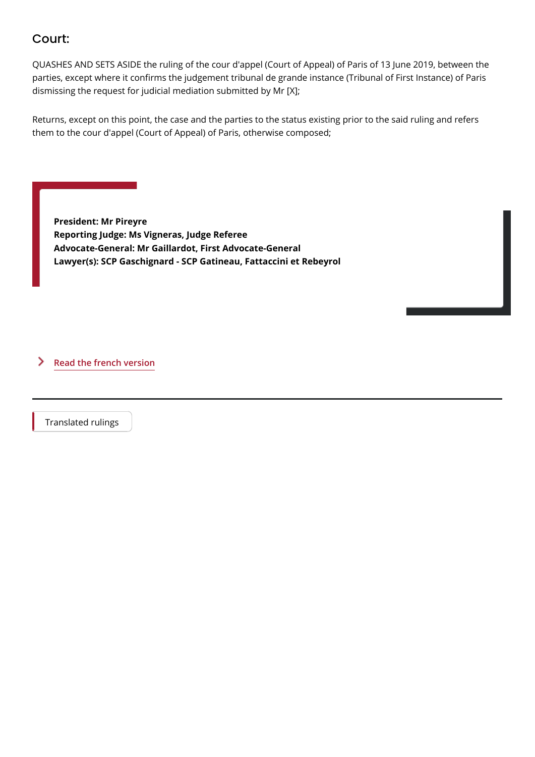## Court:

QUASHES AND SETS ASIDE the ruling of the cour d'appel (Court of Appeal) of Paris of 13 June 2019, between the parties, except where it confirms the judgement tribunal de grande instance (Tribunal of First Instance) of Paris dismissing the request for judicial mediation submitted by Mr [X];

Returns, except on this point, the case and the parties to the status existing prior to the said ruling and refers them to the cour d'appel (Court of Appeal) of Paris, otherwise composed;

**President: Mr Pireyre**
**Reporting Judge: Ms Vigneras, Judge Referee**
**Advocate-General: Mr Gaillardot, First Advocate-General**
**Lawyer(s): SCP Gaschignard - SCP Gatineau, Fattaccini et Rebeyrol**

Read the french version

Translated rulings